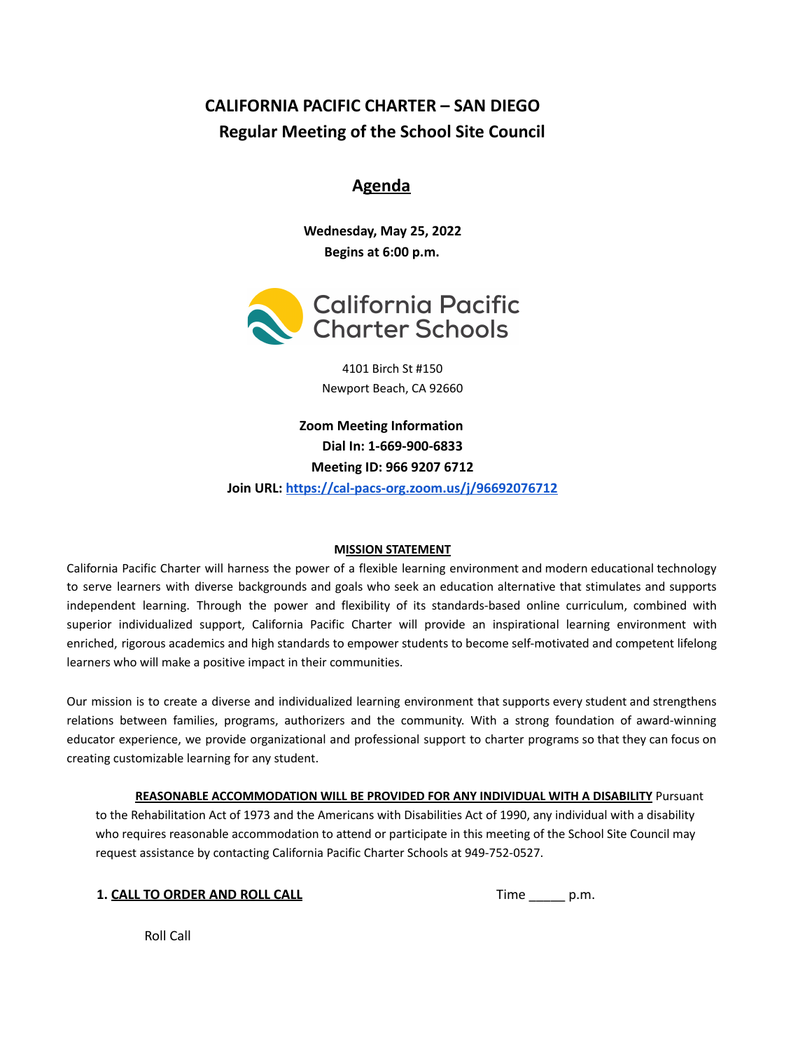# CALIFORNIA PACIFIC CHARTER – SAN DIEGO

## Regular Meeting of the School Site Council

## Agenda

**Wednesday, May 25, 2022**

**Begins at 6:00 p.m.**

California Pacific Charter Schools

4101 Birch St #150

Newport Beach, CA 92660

**Zoom Meeting Information**

**Dial In: 1-669-900-6833**

**Meeting ID: 966 9207 6712**

**Join URL: [https://cal-pacs-org.zoom.us/j/96692076712](https://cal-pacs-org.zoom.us/j/96692076712)**

**MISSION STATEMENT**

California Pacific Charter will harness the power of a flexible learning environment and modern educational technology to serve learners with diverse backgrounds and goals who seek an education alternative that stimulates and supports independent learning. Through the power and flexibility of its standards-based online curriculum, combined with superior individualized support, California Pacific Charter will provide an inspirational learning environment with enriched, rigorous academics and high standards to empower students to become self-motivated and competent lifelong learners who will make a positive impact in their communities.

Our mission is to create a diverse and individualized learning environment that supports every student and strengthens relations between families, programs, authorizers and the community. With a strong foundation of award-winning educator experience, we provide organizational and professional support to charter programs so that they can focus on creating customizable learning for any student.

**REASONABLE ACCOMMODATION WILL BE PROVIDED FOR ANY INDIVIDUAL WITH A DISABILITY** Pursuant to the Rehabilitation Act of 1973 and the Americans with Disabilities Act of 1990, any individual with a disability who requires reasonable accommodation to attend or participate in this meeting of the School Site Council may request assistance by contacting California Pacific Charter Schools at 949-752-0527.

**1. CALL TO ORDER AND ROLL CALL** Time _____ p.m.

Roll Call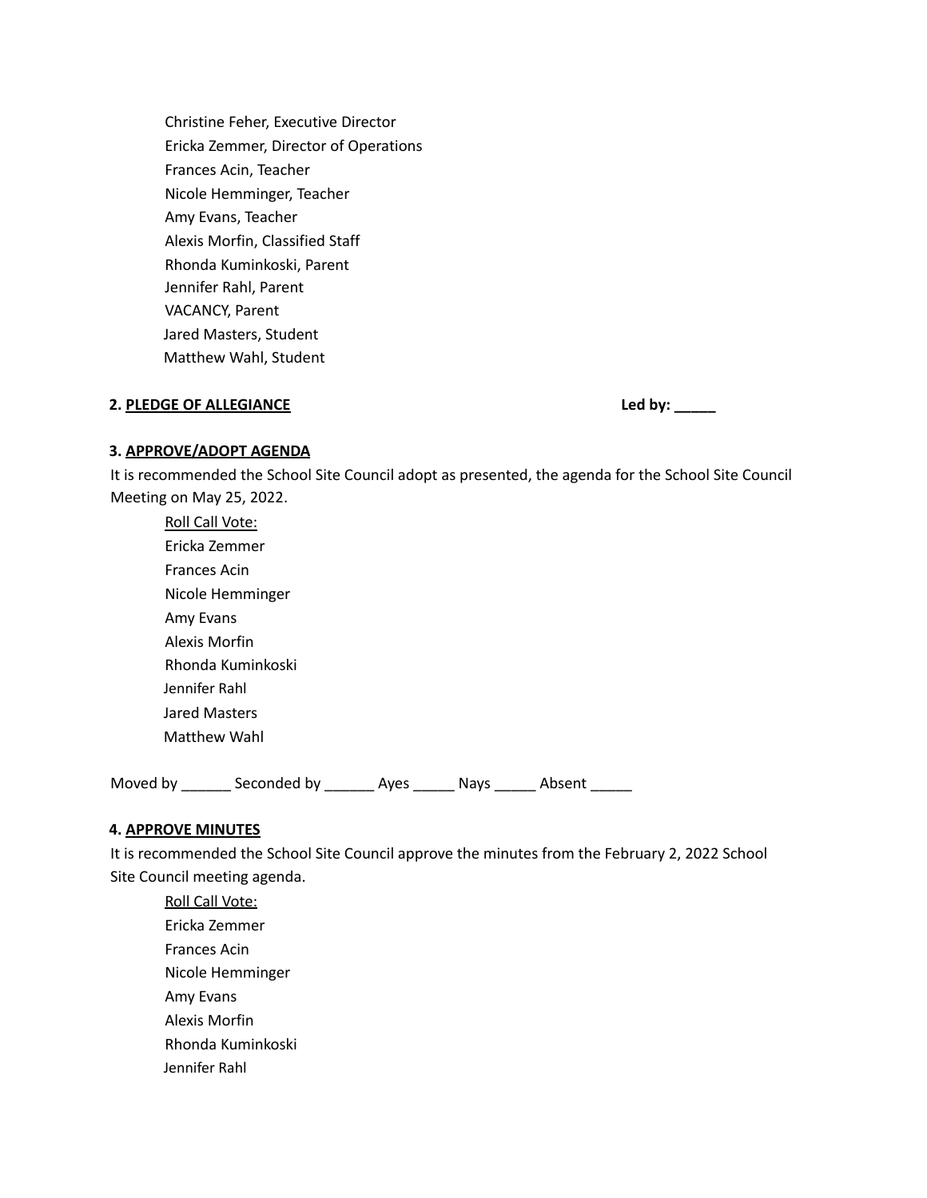Christine Feher, Executive Director
Ericka Zemmer, Director of Operations
Frances Acin, Teacher
Nicole Hemminger, Teacher
Amy Evans, Teacher
Alexis Morfin, Classified Staff
Rhonda Kuminkoski, Parent
Jennifer Rahl, Parent
VACANCY, Parent
Jared Masters, Student
Matthew Wahl, Student

**2. PLEDGE OF ALLEGIANCE** **Led by: _____**

**3. APPROVE/ADOPT AGENDA**

It is recommended the School Site Council adopt as presented, the agenda for the School Site Council Meeting on May 25, 2022.

Roll Call Vote:
Ericka Zemmer
Frances Acin
Nicole Hemminger
Amy Evans
Alexis Morfin
Rhonda Kuminkoski
Jennifer Rahl
Jared Masters
Matthew Wahl

Moved by ______ Seconded by ______ Ayes _____ Nays _____ Absent _____

**4. APPROVE MINUTES**

It is recommended the School Site Council approve the minutes from the February 2, 2022 School Site Council meeting agenda.

Roll Call Vote:
Ericka Zemmer
Frances Acin
Nicole Hemminger
Amy Evans
Alexis Morfin
Rhonda Kuminkoski
Jennifer Rahl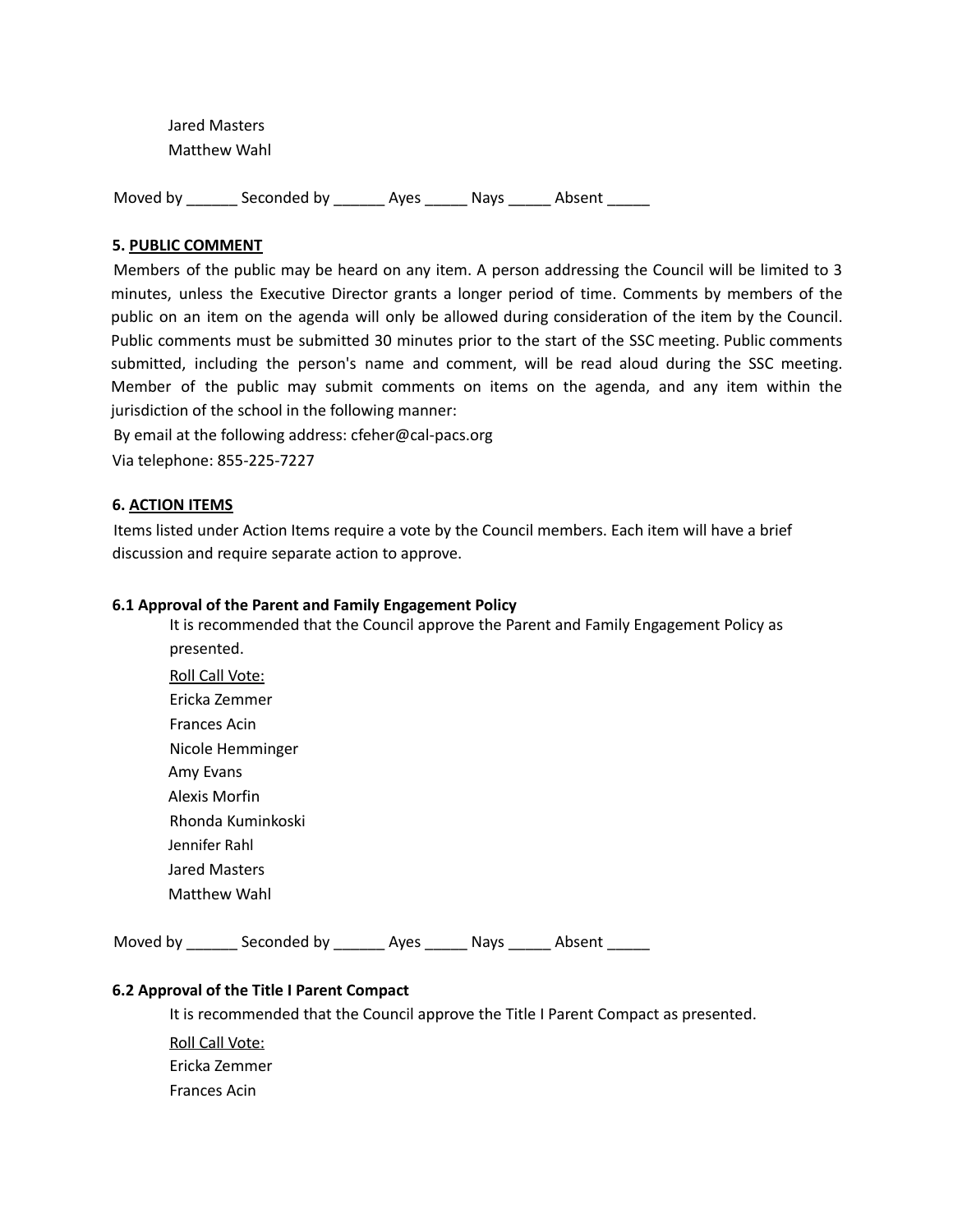Jared Masters
Matthew Wahl

Moved by ______ Seconded by ______ Ayes _____ Nays _____ Absent _____

### 5. PUBLIC COMMENT

Members of the public may be heard on any item. A person addressing the Council will be limited to 3 minutes, unless the Executive Director grants a longer period of time. Comments by members of the public on an item on the agenda will only be allowed during consideration of the item by the Council. Public comments must be submitted 30 minutes prior to the start of the SSC meeting. Public comments submitted, including the person's name and comment, will be read aloud during the SSC meeting. Member of the public may submit comments on items on the agenda, and any item within the jurisdiction of the school in the following manner:

By email at the following address: cfeher@cal-pacs.org

Via telephone: 855-225-7227

### 6. ACTION ITEMS

Items listed under Action Items require a vote by the Council members. Each item will have a brief discussion and require separate action to approve.

**6.1 Approval of the Parent and Family Engagement Policy**

It is recommended that the Council approve the Parent and Family Engagement Policy as presented.

Roll Call Vote:
Ericka Zemmer
Frances Acin
Nicole Hemminger
Amy Evans
Alexis Morfin
Rhonda Kuminkoski
Jennifer Rahl
Jared Masters
Matthew Wahl

Moved by ______ Seconded by ______ Ayes _____ Nays _____ Absent _____

**6.2 Approval of the Title I Parent Compact**

It is recommended that the Council approve the Title I Parent Compact as presented.

Roll Call Vote:
Ericka Zemmer
Frances Acin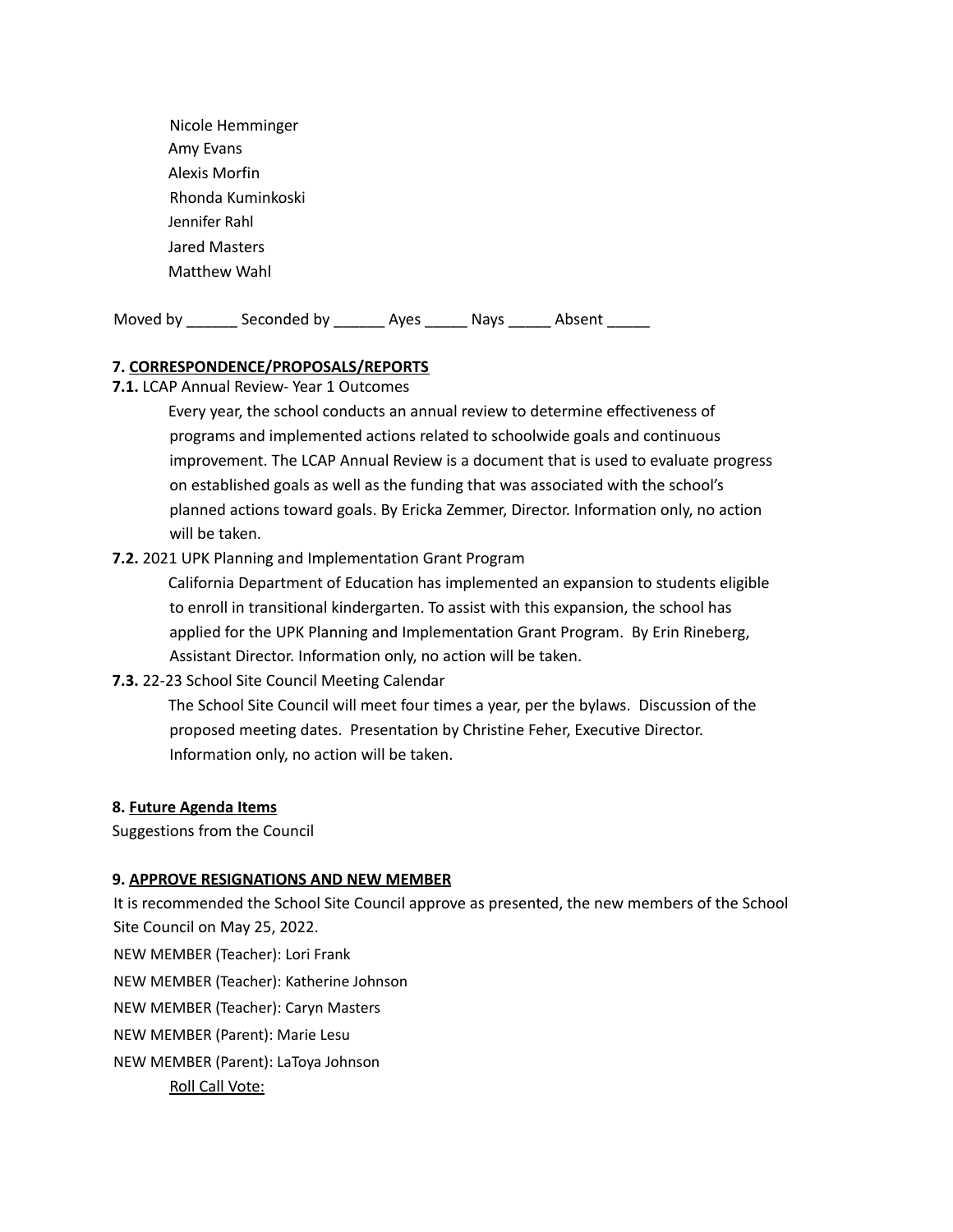Nicole Hemminger
Amy Evans
Alexis Morfin
Rhonda Kuminkoski
Jennifer Rahl
Jared Masters
Matthew Wahl

Moved by ______ Seconded by ______ Ayes _____ Nays _____ Absent _____

**7. CORRESPONDENCE/PROPOSALS/REPORTS**

**7.1.** LCAP Annual Review- Year 1 Outcomes

Every year, the school conducts an annual review to determine effectiveness of programs and implemented actions related to schoolwide goals and continuous improvement. The LCAP Annual Review is a document that is used to evaluate progress on established goals as well as the funding that was associated with the school's planned actions toward goals. By Ericka Zemmer, Director. Information only, no action will be taken.

**7.2.** 2021 UPK Planning and Implementation Grant Program

California Department of Education has implemented an expansion to students eligible to enroll in transitional kindergarten. To assist with this expansion, the school has applied for the UPK Planning and Implementation Grant Program. By Erin Rineberg, Assistant Director. Information only, no action will be taken.

**7.3.** 22-23 School Site Council Meeting Calendar

The School Site Council will meet four times a year, per the bylaws. Discussion of the proposed meeting dates. Presentation by Christine Feher, Executive Director. Information only, no action will be taken.

**8. Future Agenda Items**

Suggestions from the Council

**9. APPROVE RESIGNATIONS AND NEW MEMBER**

It is recommended the School Site Council approve as presented, the new members of the School Site Council on May 25, 2022.

NEW MEMBER (Teacher): Lori Frank

NEW MEMBER (Teacher): Katherine Johnson

NEW MEMBER (Teacher): Caryn Masters

NEW MEMBER (Parent): Marie Lesu

NEW MEMBER (Parent): LaToya Johnson

Roll Call Vote: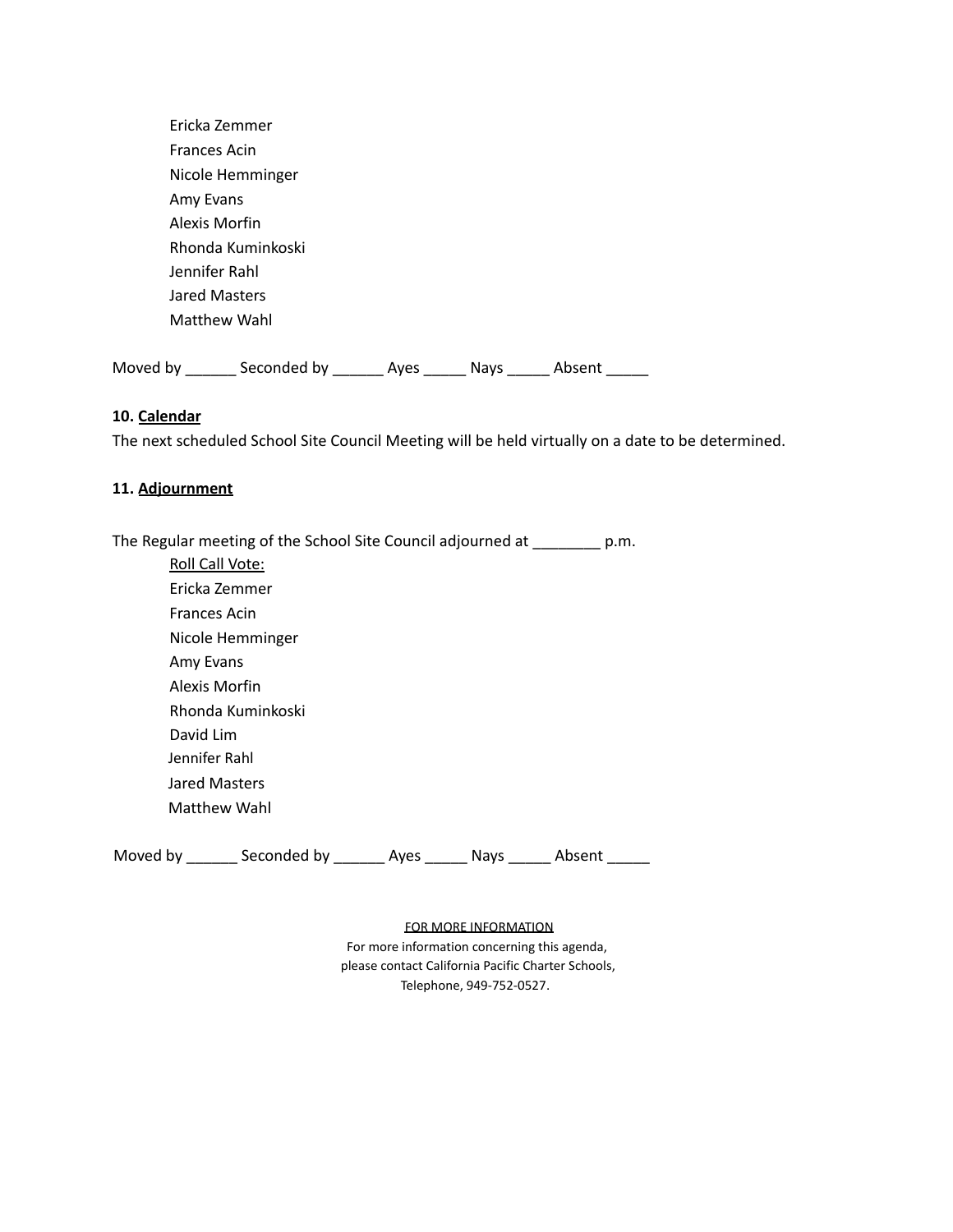Ericka Zemmer
Frances Acin
Nicole Hemminger
Amy Evans
Alexis Morfin
Rhonda Kuminkoski
Jennifer Rahl
Jared Masters
Matthew Wahl

Moved by ______ Seconded by ______ Ayes _____ Nays _____ Absent _____

**10. <u>Calendar</u>**

The next scheduled School Site Council Meeting will be held virtually on a date to be determined.

**11. <u>Adjournment</u>**

The Regular meeting of the School Site Council adjourned at ________ p.m.

<u>Roll Call Vote:</u>
Ericka Zemmer
Frances Acin
Nicole Hemminger
Amy Evans
Alexis Morfin
Rhonda Kuminkoski
David Lim
Jennifer Rahl
Jared Masters
Matthew Wahl

Moved by ______ Seconded by ______ Ayes _____ Nays _____ Absent _____

<u>FOR MORE INFORMATION</u>
For more information concerning this agenda,
please contact California Pacific Charter Schools,
Telephone, 949-752-0527.